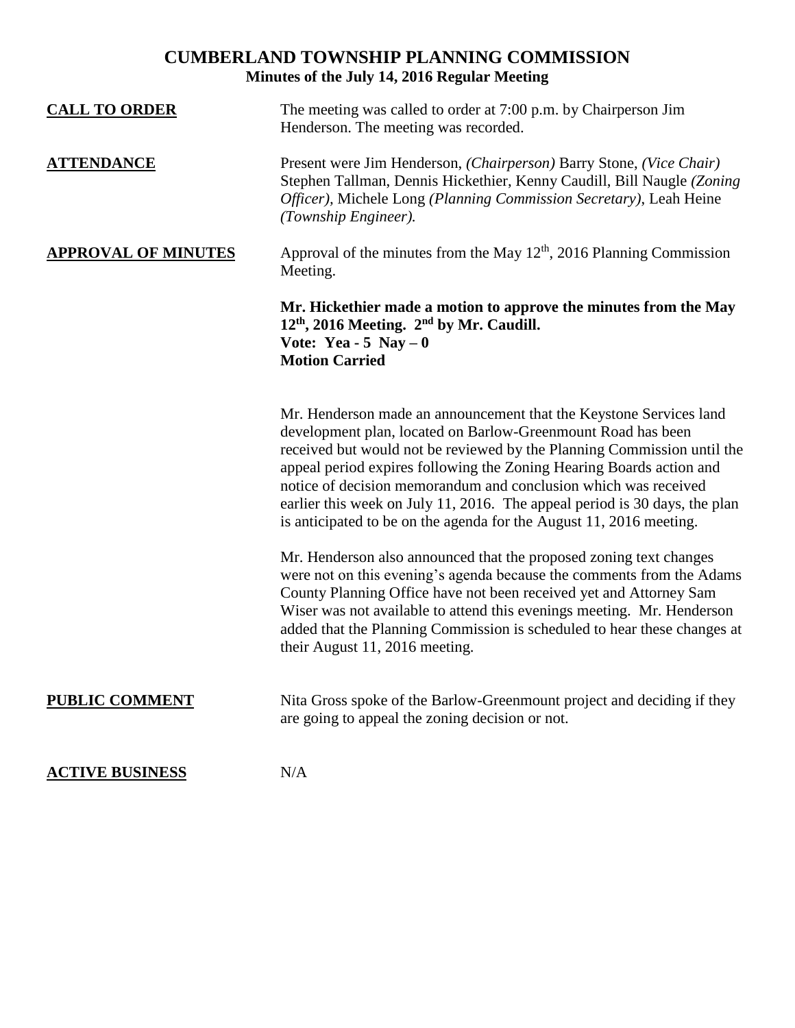# CUMBERLAND TOWNSHIP PLANNING COMMISSION

**Minutes of the July 14, 2016 Regular Meeting**

**CALL TO ORDER**

The meeting was called to order at 7:00 p.m. by Chairperson Jim Henderson. The meeting was recorded.

**ATTENDANCE**

Present were Jim Henderson, *(Chairperson)* Barry Stone, *(Vice Chair)* Stephen Tallman, Dennis Hickethier, Kenny Caudill, Bill Naugle *(Zoning Officer)*, Michele Long *(Planning Commission Secretary)*, Leah Heine *(Township Engineer).*

**APPROVAL OF MINUTES**

Approval of the minutes from the May 12th, 2016 Planning Commission Meeting.

**Mr. Hickethier made a motion to approve the minutes from the May 12th, 2016 Meeting. 2nd by Mr. Caudill.**
**Vote: Yea - 5 Nay – 0**
**Motion Carried**

Mr. Henderson made an announcement that the Keystone Services land development plan, located on Barlow-Greenmount Road has been received but would not be reviewed by the Planning Commission until the appeal period expires following the Zoning Hearing Boards action and notice of decision memorandum and conclusion which was received earlier this week on July 11, 2016. The appeal period is 30 days, the plan is anticipated to be on the agenda for the August 11, 2016 meeting.

Mr. Henderson also announced that the proposed zoning text changes were not on this evening's agenda because the comments from the Adams County Planning Office have not been received yet and Attorney Sam Wiser was not available to attend this evenings meeting. Mr. Henderson added that the Planning Commission is scheduled to hear these changes at their August 11, 2016 meeting.

**PUBLIC COMMENT**

Nita Gross spoke of the Barlow-Greenmount project and deciding if they are going to appeal the zoning decision or not.

**ACTIVE BUSINESS**

N/A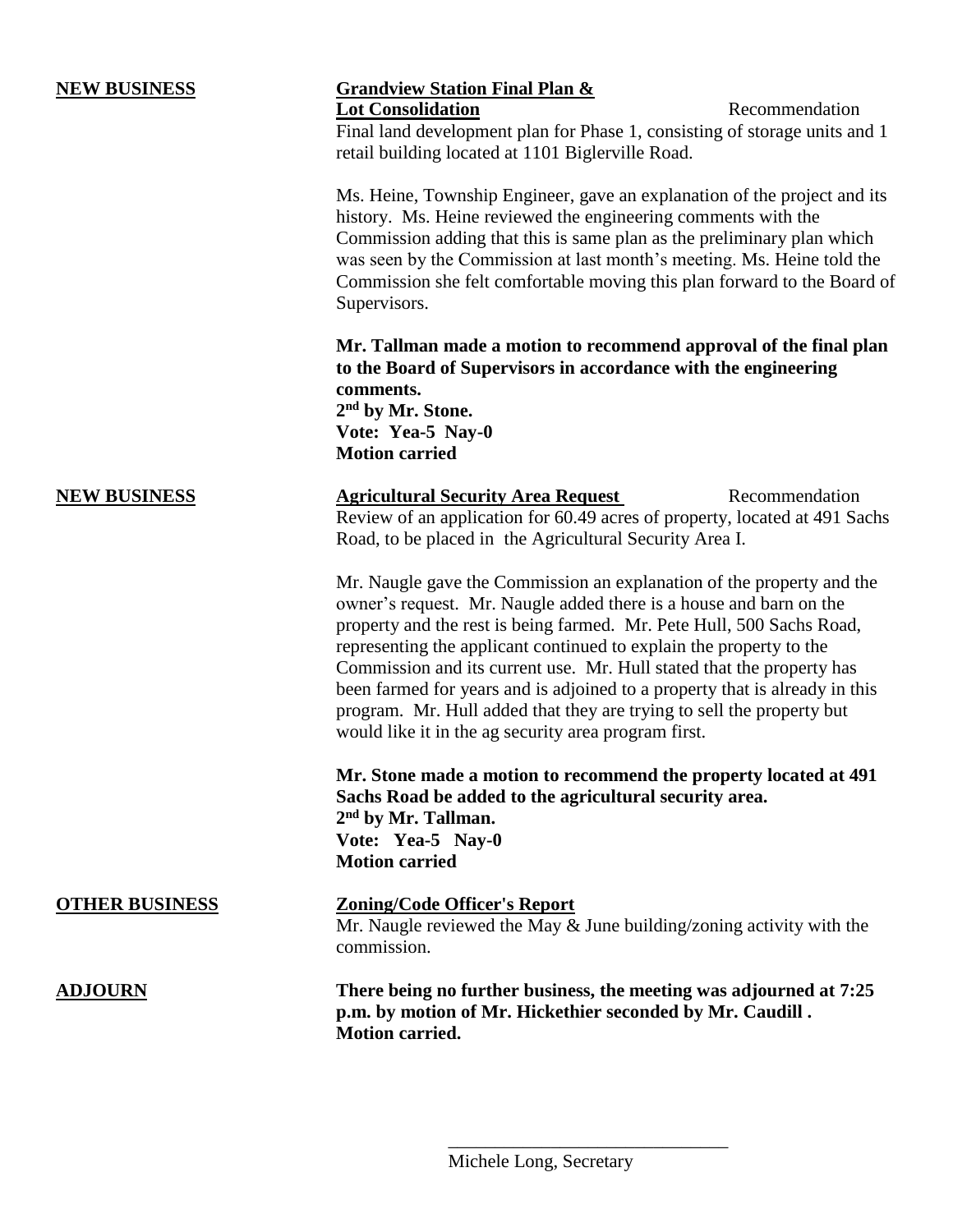**NEW BUSINESS**

**Grandview Station Final Plan & Lot Consolidation** — Recommendation

Final land development plan for Phase 1, consisting of storage units and 1 retail building located at 1101 Biglerville Road.

Ms. Heine, Township Engineer, gave an explanation of the project and its history. Ms. Heine reviewed the engineering comments with the Commission adding that this is same plan as the preliminary plan which was seen by the Commission at last month's meeting. Ms. Heine told the Commission she felt comfortable moving this plan forward to the Board of Supervisors.

**Mr. Tallman made a motion to recommend approval of the final plan to the Board of Supervisors in accordance with the engineering comments.**
**2nd by Mr. Stone.**
**Vote: Yea-5 Nay-0**
**Motion carried**

**NEW BUSINESS**

**Agricultural Security Area Request** — Recommendation

Review of an application for 60.49 acres of property, located at 491 Sachs Road, to be placed in the Agricultural Security Area I.

Mr. Naugle gave the Commission an explanation of the property and the owner's request. Mr. Naugle added there is a house and barn on the property and the rest is being farmed. Mr. Pete Hull, 500 Sachs Road, representing the applicant continued to explain the property to the Commission and its current use. Mr. Hull stated that the property has been farmed for years and is adjoined to a property that is already in this program. Mr. Hull added that they are trying to sell the property but would like it in the ag security area program first.

**Mr. Stone made a motion to recommend the property located at 491 Sachs Road be added to the agricultural security area.**
**2nd by Mr. Tallman.**
**Vote: Yea-5 Nay-0**
**Motion carried**

**OTHER BUSINESS**

**Zoning/Code Officer's Report**

Mr. Naugle reviewed the May & June building/zoning activity with the commission.

**ADJOURN**

**There being no further business, the meeting was adjourned at 7:25 p.m. by motion of Mr. Hickethier seconded by Mr. Caudill . Motion carried.**

\_\_\_\_\_\_\_\_\_\_\_\_\_\_\_\_\_\_\_\_\_\_\_\_\_\_\_\_\_\_

Michele Long, Secretary